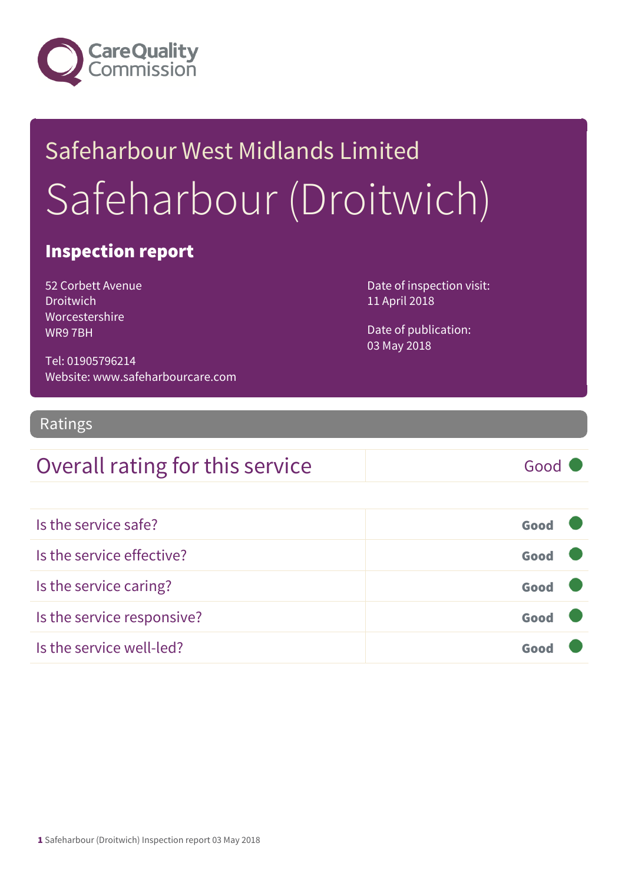Care Quality Commission

# Safeharbour West Midlands Limited

# Safeharbour (Droitwich)

## Inspection report

52 Corbett Avenue
Droitwich
Worcestershire
WR9 7BH

Tel: 01905796214
Website: www.safeharbourcare.com

Date of inspection visit:
11 April 2018

Date of publication:
03 May 2018

## Ratings

| Overall rating for this service | Good |
|---|---|

| | |
|---|---|
| Is the service safe? | Good |
| Is the service effective? | Good |
| Is the service caring? | Good |
| Is the service responsive? | Good |
| Is the service well-led? | Good |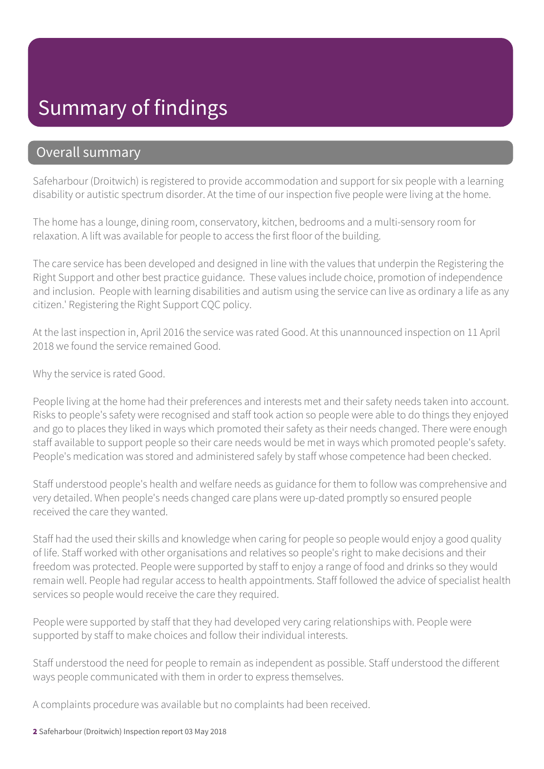# Summary of findings

## Overall summary

Safeharbour (Droitwich) is registered to provide accommodation and support for six people with a learning disability or autistic spectrum disorder. At the time of our inspection five people were living at the home.

The home has a lounge, dining room, conservatory, kitchen, bedrooms and a multi-sensory room for relaxation. A lift was available for people to access the first floor of the building.

The care service has been developed and designed in line with the values that underpin the Registering the Right Support and other best practice guidance. These values include choice, promotion of independence and inclusion. People with learning disabilities and autism using the service can live as ordinary a life as any citizen.' Registering the Right Support CQC policy.

At the last inspection in, April 2016 the service was rated Good. At this unannounced inspection on 11 April 2018 we found the service remained Good.

Why the service is rated Good.

People living at the home had their preferences and interests met and their safety needs taken into account. Risks to people's safety were recognised and staff took action so people were able to do things they enjoyed and go to places they liked in ways which promoted their safety as their needs changed. There were enough staff available to support people so their care needs would be met in ways which promoted people's safety. People's medication was stored and administered safely by staff whose competence had been checked.

Staff understood people's health and welfare needs as guidance for them to follow was comprehensive and very detailed. When people's needs changed care plans were up-dated promptly so ensured people received the care they wanted.

Staff had the used their skills and knowledge when caring for people so people would enjoy a good quality of life. Staff worked with other organisations and relatives so people's right to make decisions and their freedom was protected. People were supported by staff to enjoy a range of food and drinks so they would remain well. People had regular access to health appointments. Staff followed the advice of specialist health services so people would receive the care they required.

People were supported by staff that they had developed very caring relationships with. People were supported by staff to make choices and follow their individual interests.

Staff understood the need for people to remain as independent as possible. Staff understood the different ways people communicated with them in order to express themselves.

A complaints procedure was available but no complaints had been received.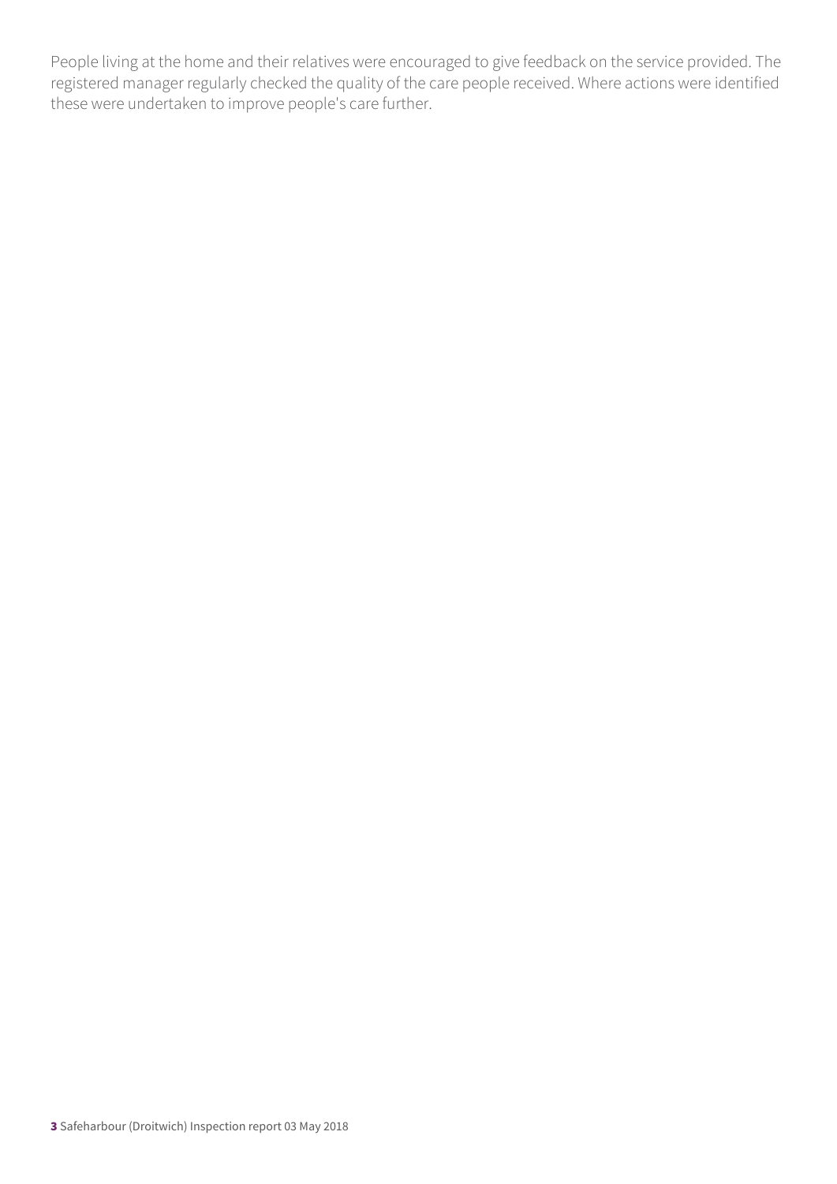People living at the home and their relatives were encouraged to give feedback on the service provided. The registered manager regularly checked the quality of the care people received. Where actions were identified these were undertaken to improve people's care further.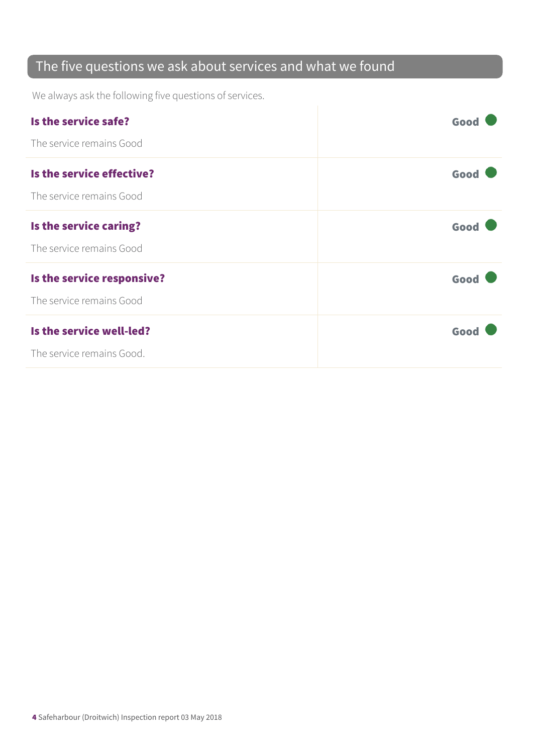## The five questions we ask about services and what we found

We always ask the following five questions of services.

| | |
|---|---|
| **Is the service safe?**<br><br>The service remains Good | **Good** |
| **Is the service effective?**<br><br>The service remains Good | **Good** |
| **Is the service caring?**<br><br>The service remains Good | **Good** |
| **Is the service responsive?**<br><br>The service remains Good | **Good** |
| **Is the service well-led?**<br><br>The service remains Good. | **Good** |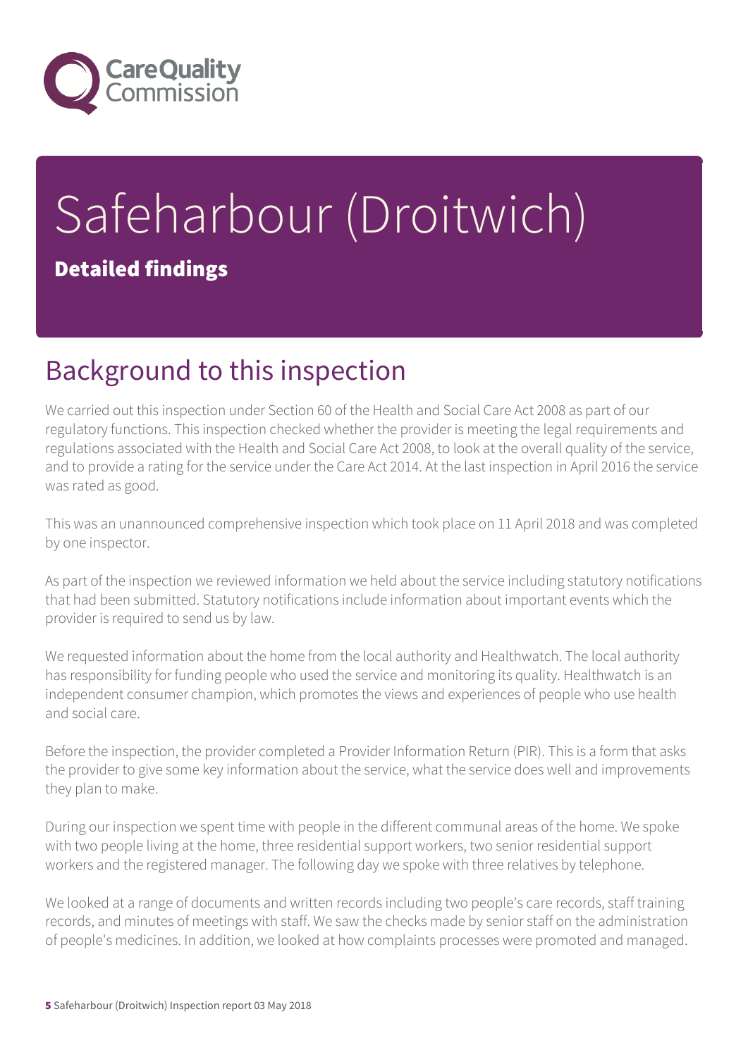# Safeharbour (Droitwich)

**Detailed findings**

## Background to this inspection

We carried out this inspection under Section 60 of the Health and Social Care Act 2008 as part of our regulatory functions. This inspection checked whether the provider is meeting the legal requirements and regulations associated with the Health and Social Care Act 2008, to look at the overall quality of the service, and to provide a rating for the service under the Care Act 2014. At the last inspection in April 2016 the service was rated as good.

This was an unannounced comprehensive inspection which took place on 11 April 2018 and was completed by one inspector.

As part of the inspection we reviewed information we held about the service including statutory notifications that had been submitted. Statutory notifications include information about important events which the provider is required to send us by law.

We requested information about the home from the local authority and Healthwatch. The local authority has responsibility for funding people who used the service and monitoring its quality. Healthwatch is an independent consumer champion, which promotes the views and experiences of people who use health and social care.

Before the inspection, the provider completed a Provider Information Return (PIR). This is a form that asks the provider to give some key information about the service, what the service does well and improvements they plan to make.

During our inspection we spent time with people in the different communal areas of the home. We spoke with two people living at the home, three residential support workers, two senior residential support workers and the registered manager. The following day we spoke with three relatives by telephone.

We looked at a range of documents and written records including two people's care records, staff training records, and minutes of meetings with staff. We saw the checks made by senior staff on the administration of people's medicines. In addition, we looked at how complaints processes were promoted and managed.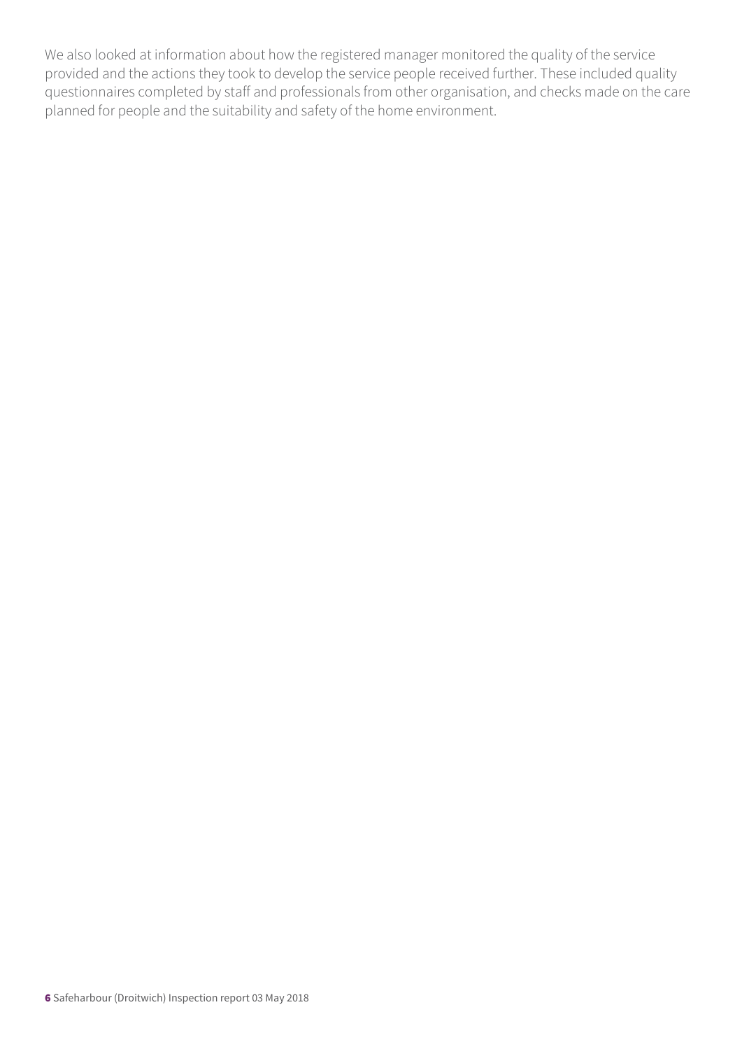We also looked at information about how the registered manager monitored the quality of the service provided and the actions they took to develop the service people received further. These included quality questionnaires completed by staff and professionals from other organisation, and checks made on the care planned for people and the suitability and safety of the home environment.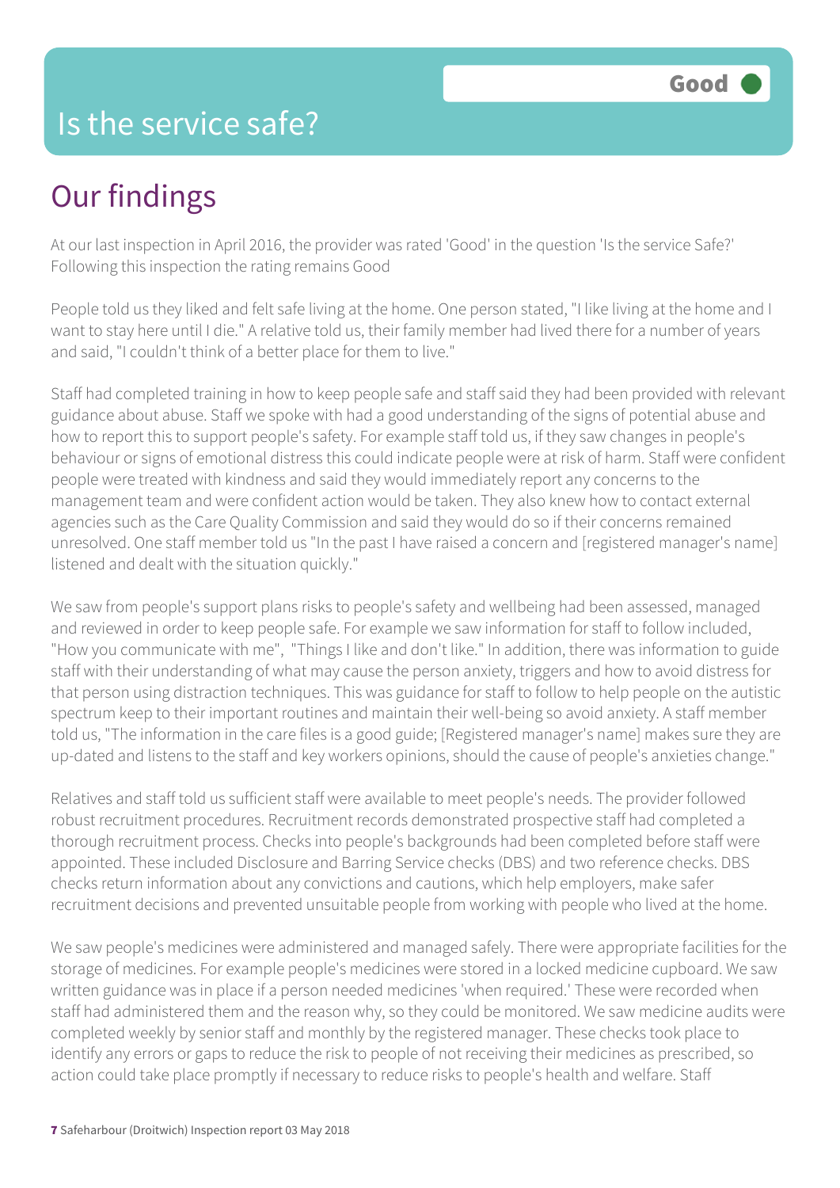# Is the service safe?

**Good**

## Our findings

At our last inspection in April 2016, the provider was rated 'Good' in the question 'Is the service Safe?' Following this inspection the rating remains Good

People told us they liked and felt safe living at the home. One person stated, "I like living at the home and I want to stay here until I die." A relative told us, their family member had lived there for a number of years and said, "I couldn't think of a better place for them to live."

Staff had completed training in how to keep people safe and staff said they had been provided with relevant guidance about abuse. Staff we spoke with had a good understanding of the signs of potential abuse and how to report this to support people's safety. For example staff told us, if they saw changes in people's behaviour or signs of emotional distress this could indicate people were at risk of harm. Staff were confident people were treated with kindness and said they would immediately report any concerns to the management team and were confident action would be taken. They also knew how to contact external agencies such as the Care Quality Commission and said they would do so if their concerns remained unresolved. One staff member told us "In the past I have raised a concern and [registered manager's name] listened and dealt with the situation quickly."

We saw from people's support plans risks to people's safety and wellbeing had been assessed, managed and reviewed in order to keep people safe. For example we saw information for staff to follow included, "How you communicate with me", "Things I like and don't like." In addition, there was information to guide staff with their understanding of what may cause the person anxiety, triggers and how to avoid distress for that person using distraction techniques. This was guidance for staff to follow to help people on the autistic spectrum keep to their important routines and maintain their well-being so avoid anxiety. A staff member told us, "The information in the care files is a good guide; [Registered manager's name] makes sure they are up-dated and listens to the staff and key workers opinions, should the cause of people's anxieties change."

Relatives and staff told us sufficient staff were available to meet people's needs. The provider followed robust recruitment procedures. Recruitment records demonstrated prospective staff had completed a thorough recruitment process. Checks into people's backgrounds had been completed before staff were appointed. These included Disclosure and Barring Service checks (DBS) and two reference checks. DBS checks return information about any convictions and cautions, which help employers, make safer recruitment decisions and prevented unsuitable people from working with people who lived at the home.

We saw people's medicines were administered and managed safely. There were appropriate facilities for the storage of medicines. For example people's medicines were stored in a locked medicine cupboard. We saw written guidance was in place if a person needed medicines 'when required.' These were recorded when staff had administered them and the reason why, so they could be monitored. We saw medicine audits were completed weekly by senior staff and monthly by the registered manager. These checks took place to identify any errors or gaps to reduce the risk to people of not receiving their medicines as prescribed, so action could take place promptly if necessary to reduce risks to people's health and welfare. Staff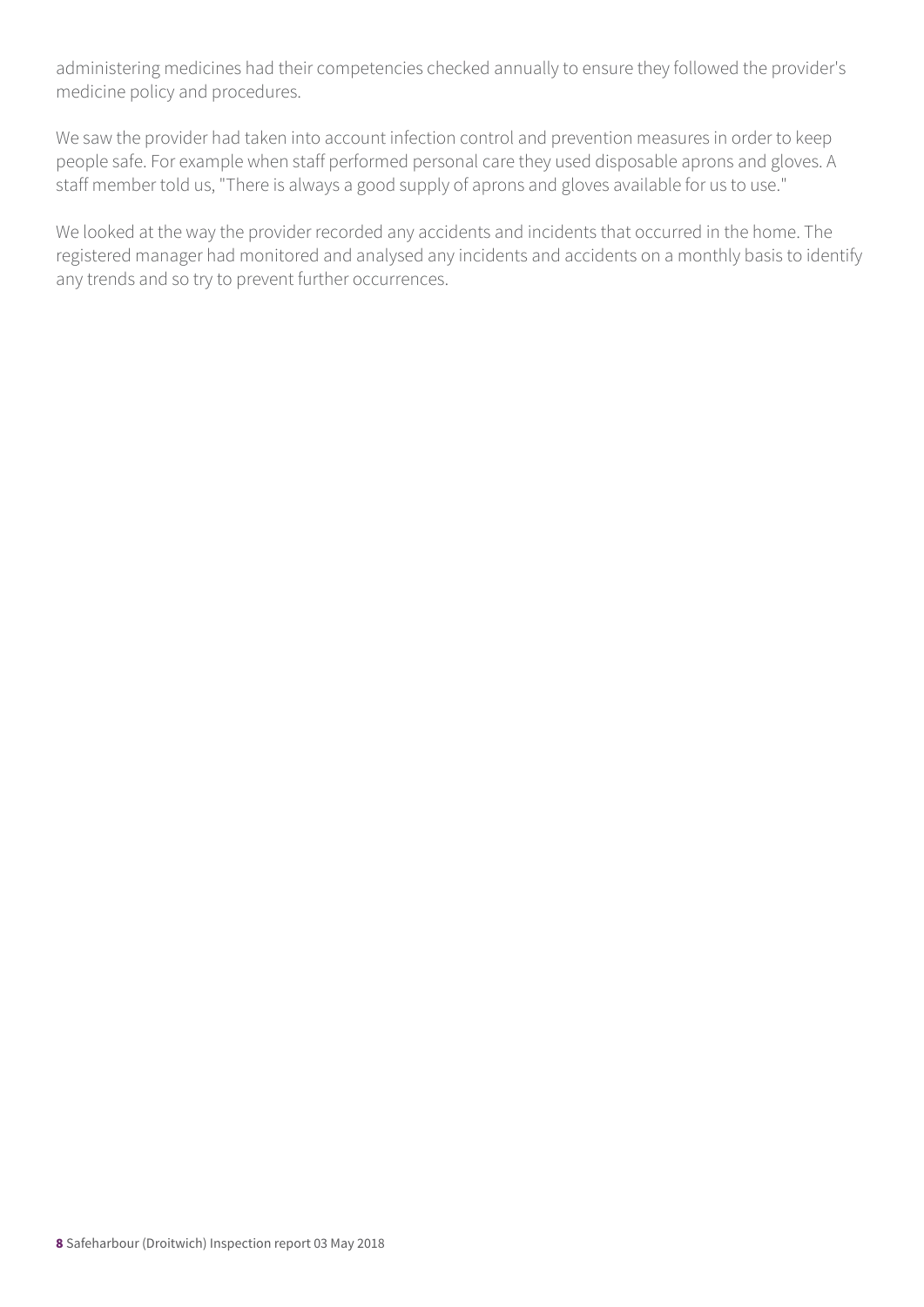administering medicines had their competencies checked annually to ensure they followed the provider's medicine policy and procedures.

We saw the provider had taken into account infection control and prevention measures in order to keep people safe. For example when staff performed personal care they used disposable aprons and gloves. A staff member told us, "There is always a good supply of aprons and gloves available for us to use."

We looked at the way the provider recorded any accidents and incidents that occurred in the home. The registered manager had monitored and analysed any incidents and accidents on a monthly basis to identify any trends and so try to prevent further occurrences.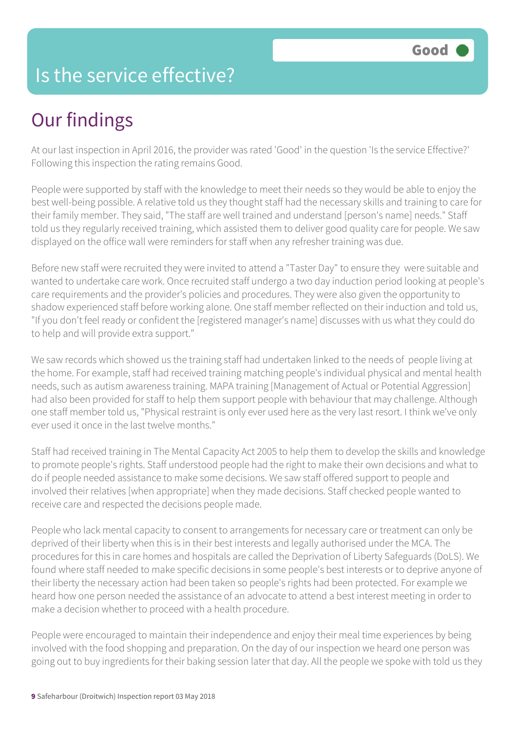# Is the service effective?

Good

## Our findings

At our last inspection in April 2016, the provider was rated 'Good' in the question 'Is the service Effective?' Following this inspection the rating remains Good.

People were supported by staff with the knowledge to meet their needs so they would be able to enjoy the best well-being possible. A relative told us they thought staff had the necessary skills and training to care for their family member. They said, "The staff are well trained and understand [person's name] needs." Staff told us they regularly received training, which assisted them to deliver good quality care for people. We saw displayed on the office wall were reminders for staff when any refresher training was due.

Before new staff were recruited they were invited to attend a "Taster Day" to ensure they were suitable and wanted to undertake care work. Once recruited staff undergo a two day induction period looking at people's care requirements and the provider's policies and procedures. They were also given the opportunity to shadow experienced staff before working alone. One staff member reflected on their induction and told us, "If you don't feel ready or confident the [registered manager's name] discusses with us what they could do to help and will provide extra support."

We saw records which showed us the training staff had undertaken linked to the needs of people living at the home. For example, staff had received training matching people's individual physical and mental health needs, such as autism awareness training. MAPA training [Management of Actual or Potential Aggression] had also been provided for staff to help them support people with behaviour that may challenge. Although one staff member told us, "Physical restraint is only ever used here as the very last resort. I think we've only ever used it once in the last twelve months."

Staff had received training in The Mental Capacity Act 2005 to help them to develop the skills and knowledge to promote people's rights. Staff understood people had the right to make their own decisions and what to do if people needed assistance to make some decisions. We saw staff offered support to people and involved their relatives [when appropriate] when they made decisions. Staff checked people wanted to receive care and respected the decisions people made.

People who lack mental capacity to consent to arrangements for necessary care or treatment can only be deprived of their liberty when this is in their best interests and legally authorised under the MCA. The procedures for this in care homes and hospitals are called the Deprivation of Liberty Safeguards (DoLS). We found where staff needed to make specific decisions in some people's best interests or to deprive anyone of their liberty the necessary action had been taken so people's rights had been protected. For example we heard how one person needed the assistance of an advocate to attend a best interest meeting in order to make a decision whether to proceed with a health procedure.

People were encouraged to maintain their independence and enjoy their meal time experiences by being involved with the food shopping and preparation. On the day of our inspection we heard one person was going out to buy ingredients for their baking session later that day. All the people we spoke with told us they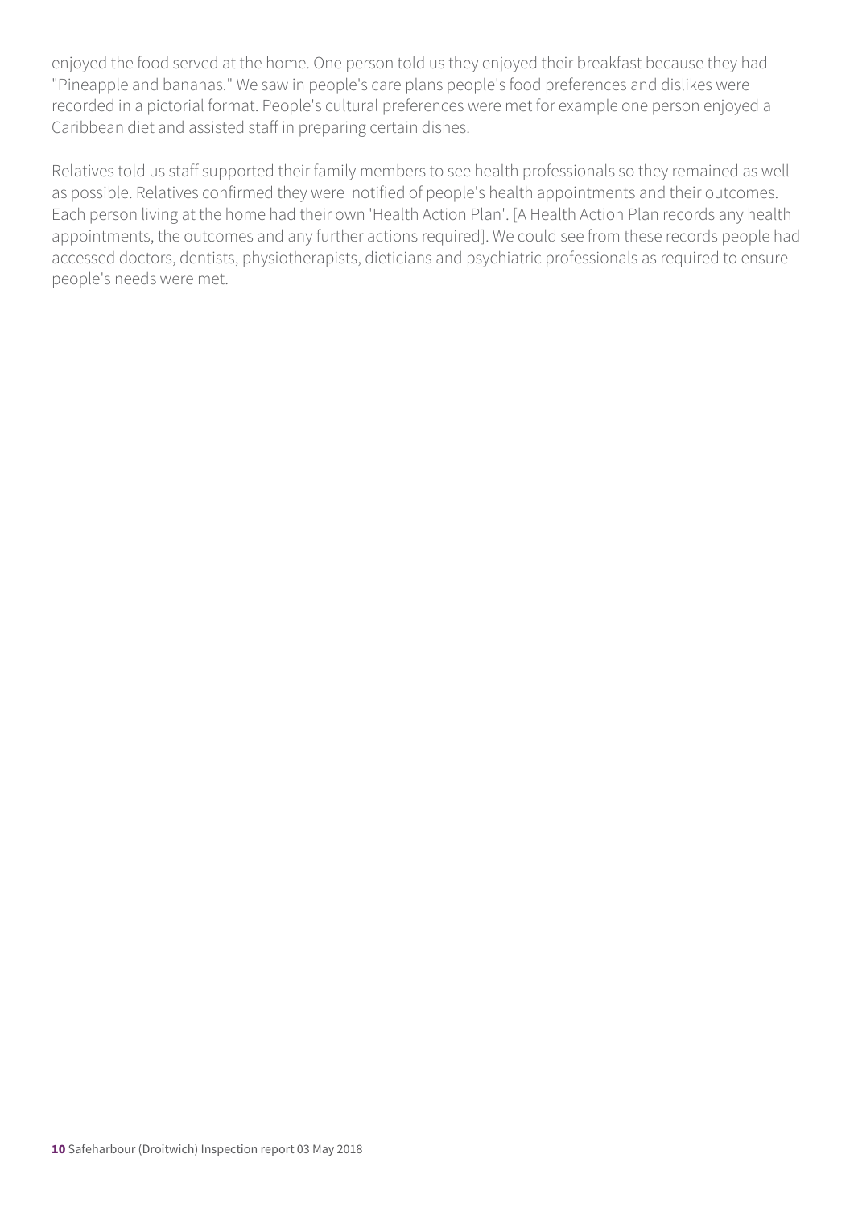enjoyed the food served at the home. One person told us they enjoyed their breakfast because they had "Pineapple and bananas." We saw in people's care plans people's food preferences and dislikes were recorded in a pictorial format. People's cultural preferences were met for example one person enjoyed a Caribbean diet and assisted staff in preparing certain dishes.

Relatives told us staff supported their family members to see health professionals so they remained as well as possible. Relatives confirmed they were notified of people's health appointments and their outcomes. Each person living at the home had their own 'Health Action Plan'. [A Health Action Plan records any health appointments, the outcomes and any further actions required]. We could see from these records people had accessed doctors, dentists, physiotherapists, dieticians and psychiatric professionals as required to ensure people's needs were met.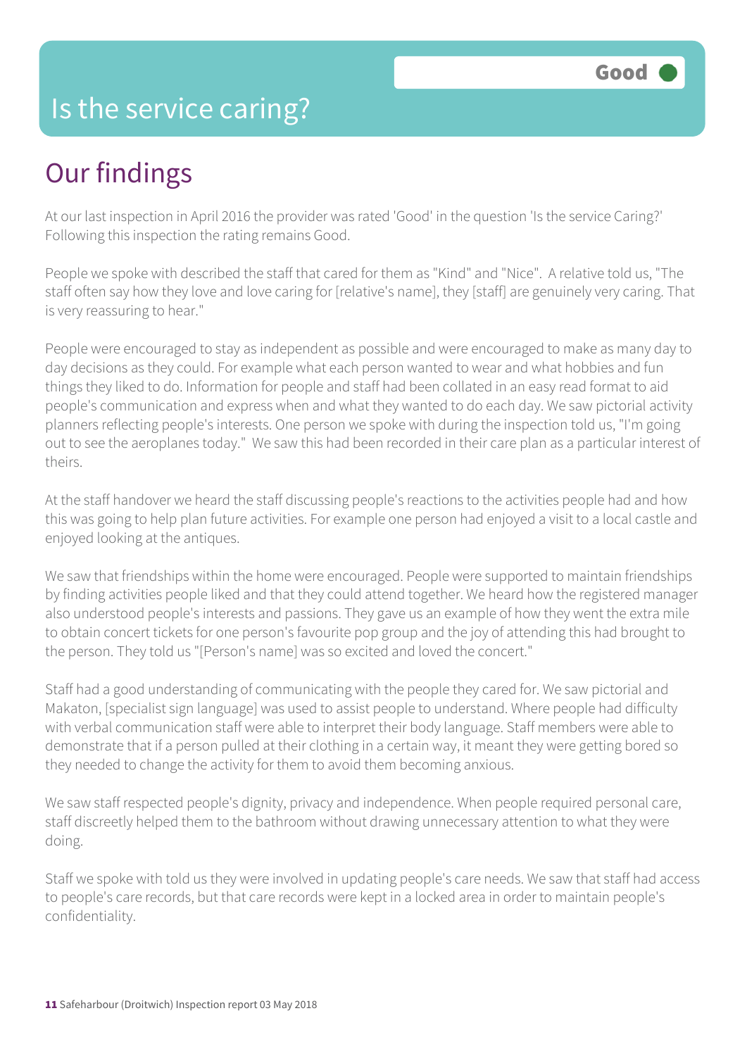# Is the service caring?

**Good**

## Our findings

At our last inspection in April 2016 the provider was rated 'Good' in the question 'Is the service Caring?' Following this inspection the rating remains Good.

People we spoke with described the staff that cared for them as "Kind" and "Nice". A relative told us, "The staff often say how they love and love caring for [relative's name], they [staff] are genuinely very caring. That is very reassuring to hear."

People were encouraged to stay as independent as possible and were encouraged to make as many day to day decisions as they could. For example what each person wanted to wear and what hobbies and fun things they liked to do. Information for people and staff had been collated in an easy read format to aid people's communication and express when and what they wanted to do each day. We saw pictorial activity planners reflecting people's interests. One person we spoke with during the inspection told us, "I'm going out to see the aeroplanes today." We saw this had been recorded in their care plan as a particular interest of theirs.

At the staff handover we heard the staff discussing people's reactions to the activities people had and how this was going to help plan future activities. For example one person had enjoyed a visit to a local castle and enjoyed looking at the antiques.

We saw that friendships within the home were encouraged. People were supported to maintain friendships by finding activities people liked and that they could attend together. We heard how the registered manager also understood people's interests and passions. They gave us an example of how they went the extra mile to obtain concert tickets for one person's favourite pop group and the joy of attending this had brought to the person. They told us "[Person's name] was so excited and loved the concert."

Staff had a good understanding of communicating with the people they cared for. We saw pictorial and Makaton, [specialist sign language] was used to assist people to understand. Where people had difficulty with verbal communication staff were able to interpret their body language. Staff members were able to demonstrate that if a person pulled at their clothing in a certain way, it meant they were getting bored so they needed to change the activity for them to avoid them becoming anxious.

We saw staff respected people's dignity, privacy and independence. When people required personal care, staff discreetly helped them to the bathroom without drawing unnecessary attention to what they were doing.

Staff we spoke with told us they were involved in updating people's care needs. We saw that staff had access to people's care records, but that care records were kept in a locked area in order to maintain people's confidentiality.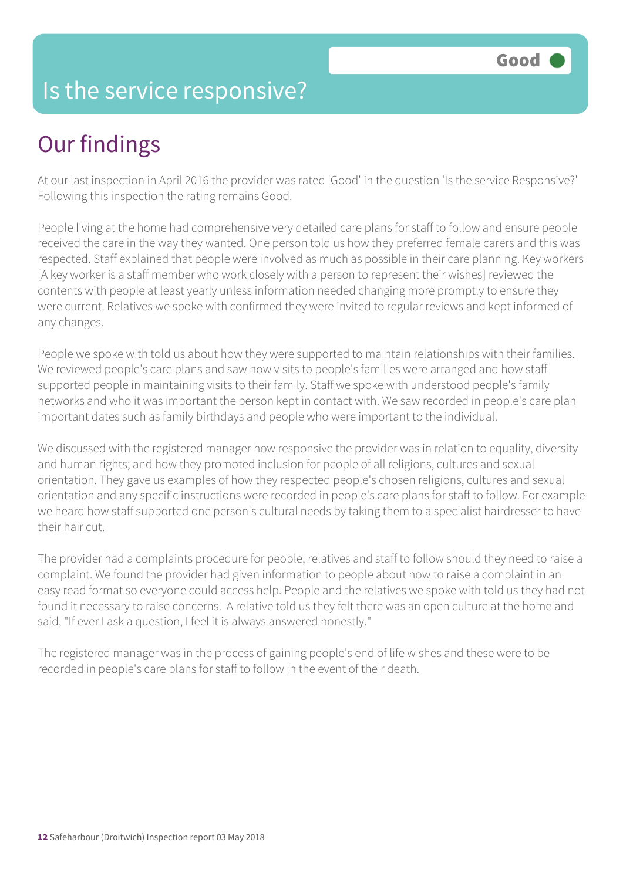Good

# Is the service responsive?

## Our findings

At our last inspection in April 2016 the provider was rated 'Good' in the question 'Is the service Responsive?' Following this inspection the rating remains Good.

People living at the home had comprehensive very detailed care plans for staff to follow and ensure people received the care in the way they wanted. One person told us how they preferred female carers and this was respected. Staff explained that people were involved as much as possible in their care planning. Key workers [A key worker is a staff member who work closely with a person to represent their wishes] reviewed the contents with people at least yearly unless information needed changing more promptly to ensure they were current. Relatives we spoke with confirmed they were invited to regular reviews and kept informed of any changes.

People we spoke with told us about how they were supported to maintain relationships with their families. We reviewed people's care plans and saw how visits to people's families were arranged and how staff supported people in maintaining visits to their family. Staff we spoke with understood people's family networks and who it was important the person kept in contact with. We saw recorded in people's care plan important dates such as family birthdays and people who were important to the individual.

We discussed with the registered manager how responsive the provider was in relation to equality, diversity and human rights; and how they promoted inclusion for people of all religions, cultures and sexual orientation. They gave us examples of how they respected people's chosen religions, cultures and sexual orientation and any specific instructions were recorded in people's care plans for staff to follow. For example we heard how staff supported one person's cultural needs by taking them to a specialist hairdresser to have their hair cut.

The provider had a complaints procedure for people, relatives and staff to follow should they need to raise a complaint. We found the provider had given information to people about how to raise a complaint in an easy read format so everyone could access help. People and the relatives we spoke with told us they had not found it necessary to raise concerns. A relative told us they felt there was an open culture at the home and said, "If ever I ask a question, I feel it is always answered honestly."

The registered manager was in the process of gaining people's end of life wishes and these were to be recorded in people's care plans for staff to follow in the event of their death.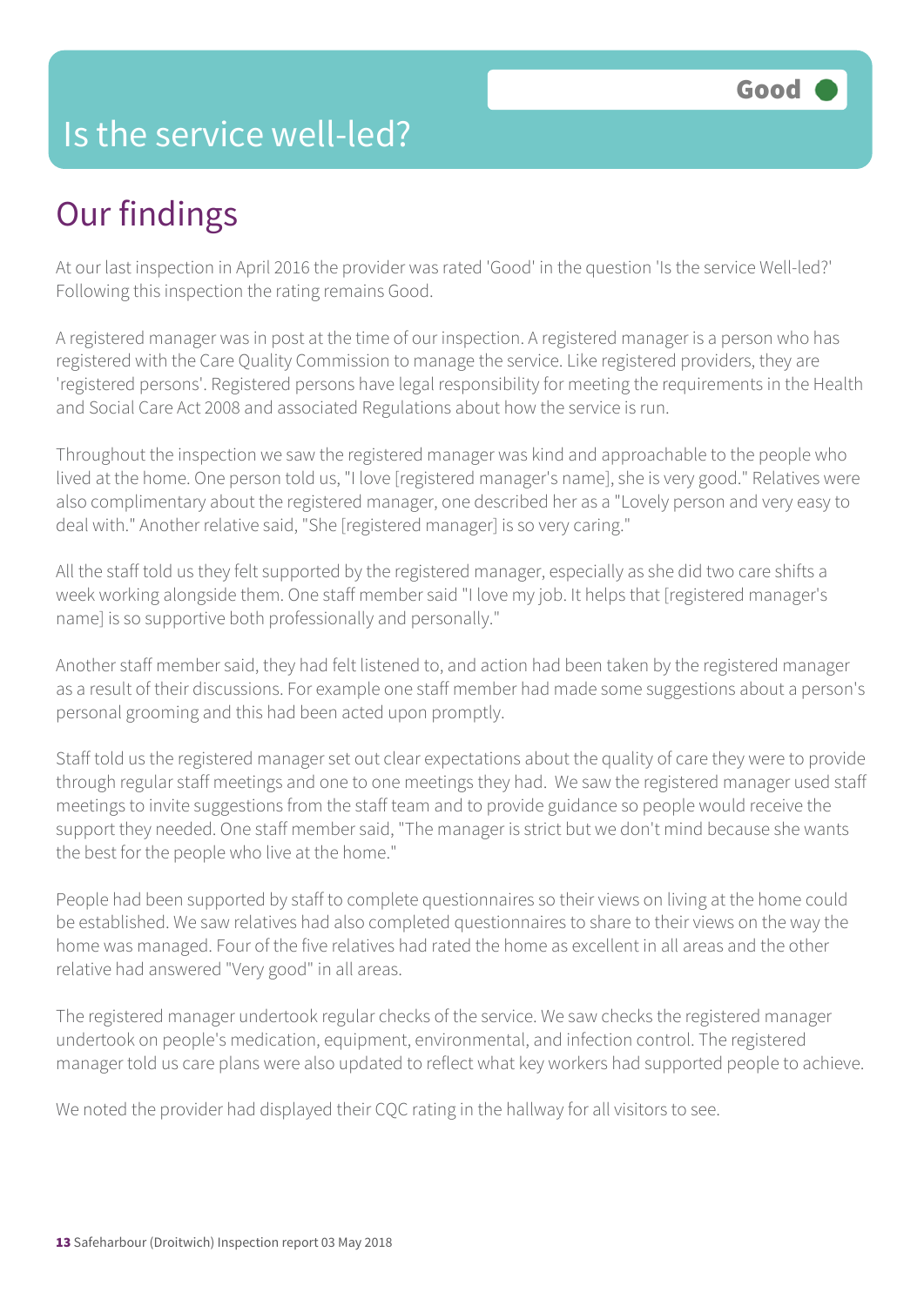# Is the service well-led?

Good

## Our findings

At our last inspection in April 2016 the provider was rated 'Good' in the question 'Is the service Well-led?' Following this inspection the rating remains Good.

A registered manager was in post at the time of our inspection. A registered manager is a person who has registered with the Care Quality Commission to manage the service. Like registered providers, they are 'registered persons'. Registered persons have legal responsibility for meeting the requirements in the Health and Social Care Act 2008 and associated Regulations about how the service is run.

Throughout the inspection we saw the registered manager was kind and approachable to the people who lived at the home. One person told us, "I love [registered manager's name], she is very good." Relatives were also complimentary about the registered manager, one described her as a "Lovely person and very easy to deal with." Another relative said, "She [registered manager] is so very caring."

All the staff told us they felt supported by the registered manager, especially as she did two care shifts a week working alongside them. One staff member said "I love my job. It helps that [registered manager's name] is so supportive both professionally and personally."

Another staff member said, they had felt listened to, and action had been taken by the registered manager as a result of their discussions. For example one staff member had made some suggestions about a person's personal grooming and this had been acted upon promptly.

Staff told us the registered manager set out clear expectations about the quality of care they were to provide through regular staff meetings and one to one meetings they had. We saw the registered manager used staff meetings to invite suggestions from the staff team and to provide guidance so people would receive the support they needed. One staff member said, "The manager is strict but we don't mind because she wants the best for the people who live at the home."

People had been supported by staff to complete questionnaires so their views on living at the home could be established. We saw relatives had also completed questionnaires to share to their views on the way the home was managed. Four of the five relatives had rated the home as excellent in all areas and the other relative had answered "Very good" in all areas.

The registered manager undertook regular checks of the service. We saw checks the registered manager undertook on people's medication, equipment, environmental, and infection control. The registered manager told us care plans were also updated to reflect what key workers had supported people to achieve.

We noted the provider had displayed their CQC rating in the hallway for all visitors to see.